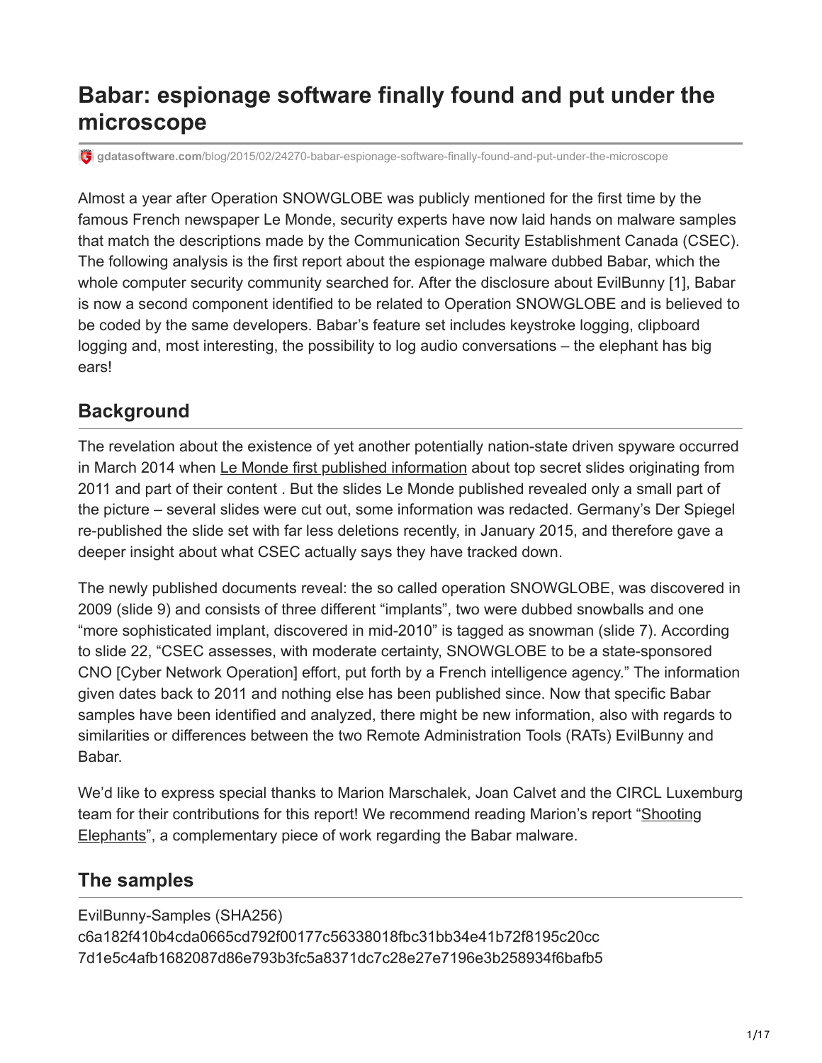# Babar: espionage software finally found and put under the microscope

gdatasoftware.com/blog/2015/02/24270-babar-espionage-software-finally-found-and-put-under-the-microscope

Almost a year after Operation SNOWGLOBE was publicly mentioned for the first time by the famous French newspaper Le Monde, security experts have now laid hands on malware samples that match the descriptions made by the Communication Security Establishment Canada (CSEC). The following analysis is the first report about the espionage malware dubbed Babar, which the whole computer security community searched for. After the disclosure about EvilBunny [1], Babar is now a second component identified to be related to Operation SNOWGLOBE and is believed to be coded by the same developers. Babar's feature set includes keystroke logging, clipboard logging and, most interesting, the possibility to log audio conversations – the elephant has big ears!

## Background

The revelation about the existence of yet another potentially nation-state driven spyware occurred in March 2014 when Le Monde first published information about top secret slides originating from 2011 and part of their content . But the slides Le Monde published revealed only a small part of the picture – several slides were cut out, some information was redacted. Germany's Der Spiegel re-published the slide set with far less deletions recently, in January 2015, and therefore gave a deeper insight about what CSEC actually says they have tracked down.

The newly published documents reveal: the so called operation SNOWGLOBE, was discovered in 2009 (slide 9) and consists of three different "implants", two were dubbed snowballs and one "more sophisticated implant, discovered in mid-2010" is tagged as snowman (slide 7). According to slide 22, "CSEC assesses, with moderate certainty, SNOWGLOBE to be a state-sponsored CNO [Cyber Network Operation] effort, put forth by a French intelligence agency." The information given dates back to 2011 and nothing else has been published since. Now that specific Babar samples have been identified and analyzed, there might be new information, also with regards to similarities or differences between the two Remote Administration Tools (RATs) EvilBunny and Babar.

We'd like to express special thanks to Marion Marschalek, Joan Calvet and the CIRCL Luxemburg team for their contributions for this report! We recommend reading Marion's report "Shooting Elephants", a complementary piece of work regarding the Babar malware.

## The samples

EvilBunny-Samples (SHA256)
c6a182f410b4cda0665cd792f00177c56338018fbc31bb34e41b72f8195c20cc
7d1e5c4afb1682087d86e793b3fc5a8371dc7c28e27e7196e3b258934f6bafb5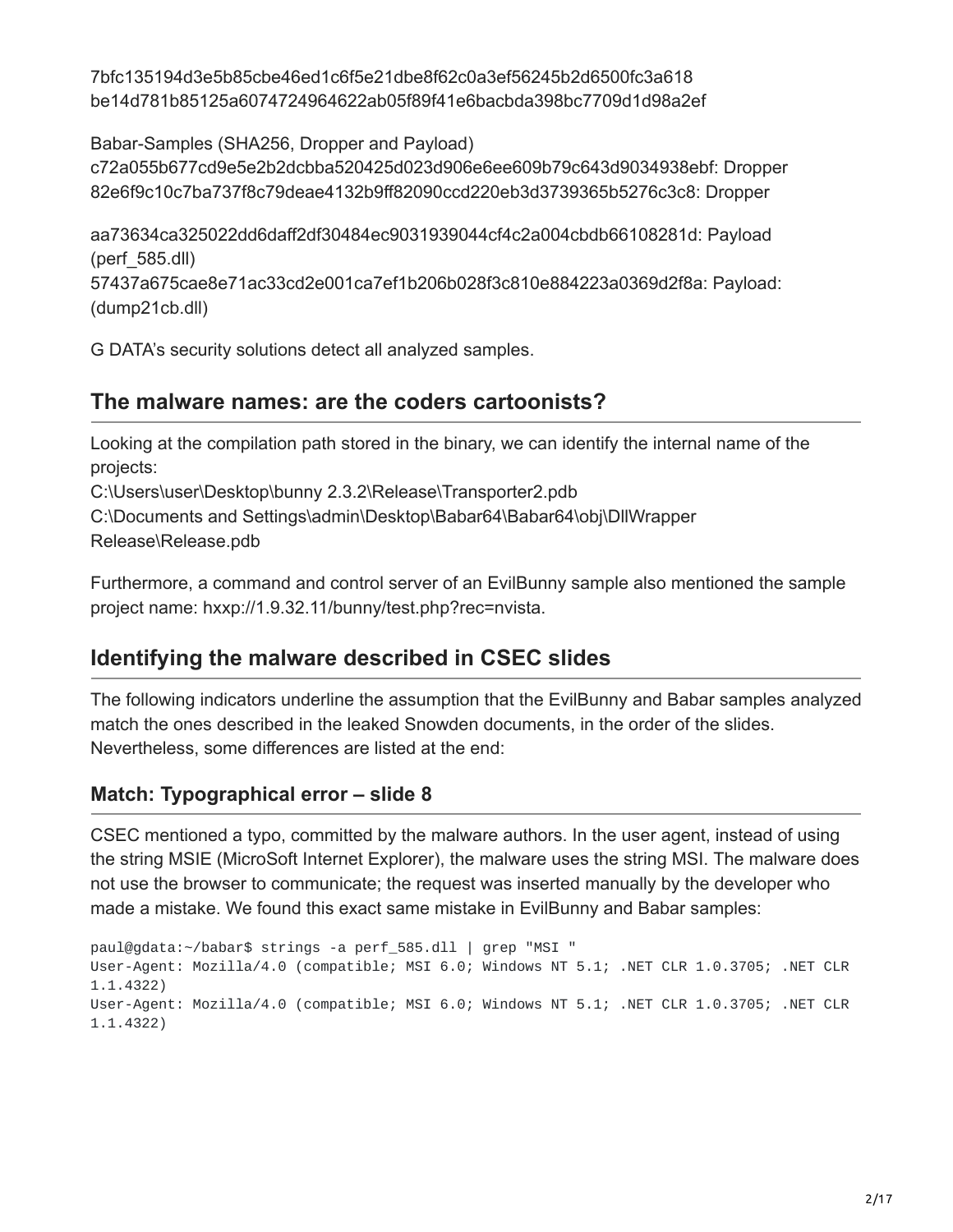7bfc135194d3e5b85cbe46ed1c6f5e21dbe8f62c0a3ef56245b2d6500fc3a618
be14d781b85125a6074724964622ab05f89f41e6bacbda398bc7709d1d98a2ef

Babar-Samples (SHA256, Dropper and Payload)
c72a055b677cd9e5e2b2dcbba520425d023d906e6ee609b79c643d9034938ebf: Dropper
82e6f9c10c7ba737f8c79deae4132b9ff82090ccd220eb3d3739365b5276c3c8: Dropper

aa73634ca325022dd6daff2df30484ec9031939044cf4c2a004cbdb66108281d: Payload (perf_585.dll)
57437a675cae8e71ac33cd2e001ca7ef1b206b028f3c810e884223a0369d2f8a: Payload: (dump21cb.dll)

G DATA's security solutions detect all analyzed samples.

## The malware names: are the coders cartoonists?

Looking at the compilation path stored in the binary, we can identify the internal name of the projects:
C:\Users\user\Desktop\bunny 2.3.2\Release\Transporter2.pdb
C:\Documents and Settings\admin\Desktop\Babar64\Babar64\obj\DllWrapper Release\Release.pdb

Furthermore, a command and control server of an EvilBunny sample also mentioned the sample project name: hxxp://1.9.32.11/bunny/test.php?rec=nvista.

## Identifying the malware described in CSEC slides

The following indicators underline the assumption that the EvilBunny and Babar samples analyzed match the ones described in the leaked Snowden documents, in the order of the slides. Nevertheless, some differences are listed at the end:

### Match: Typographical error – slide 8

CSEC mentioned a typo, committed by the malware authors. In the user agent, instead of using the string MSIE (MicroSoft Internet Explorer), the malware uses the string MSI. The malware does not use the browser to communicate; the request was inserted manually by the developer who made a mistake. We found this exact same mistake in EvilBunny and Babar samples:

```
paul@gdata:~/babar$ strings -a perf_585.dll | grep "MSI "
User-Agent: Mozilla/4.0 (compatible; MSI 6.0; Windows NT 5.1; .NET CLR 1.0.3705; .NET CLR 1.1.4322)
User-Agent: Mozilla/4.0 (compatible; MSI 6.0; Windows NT 5.1; .NET CLR 1.0.3705; .NET CLR 1.1.4322)
```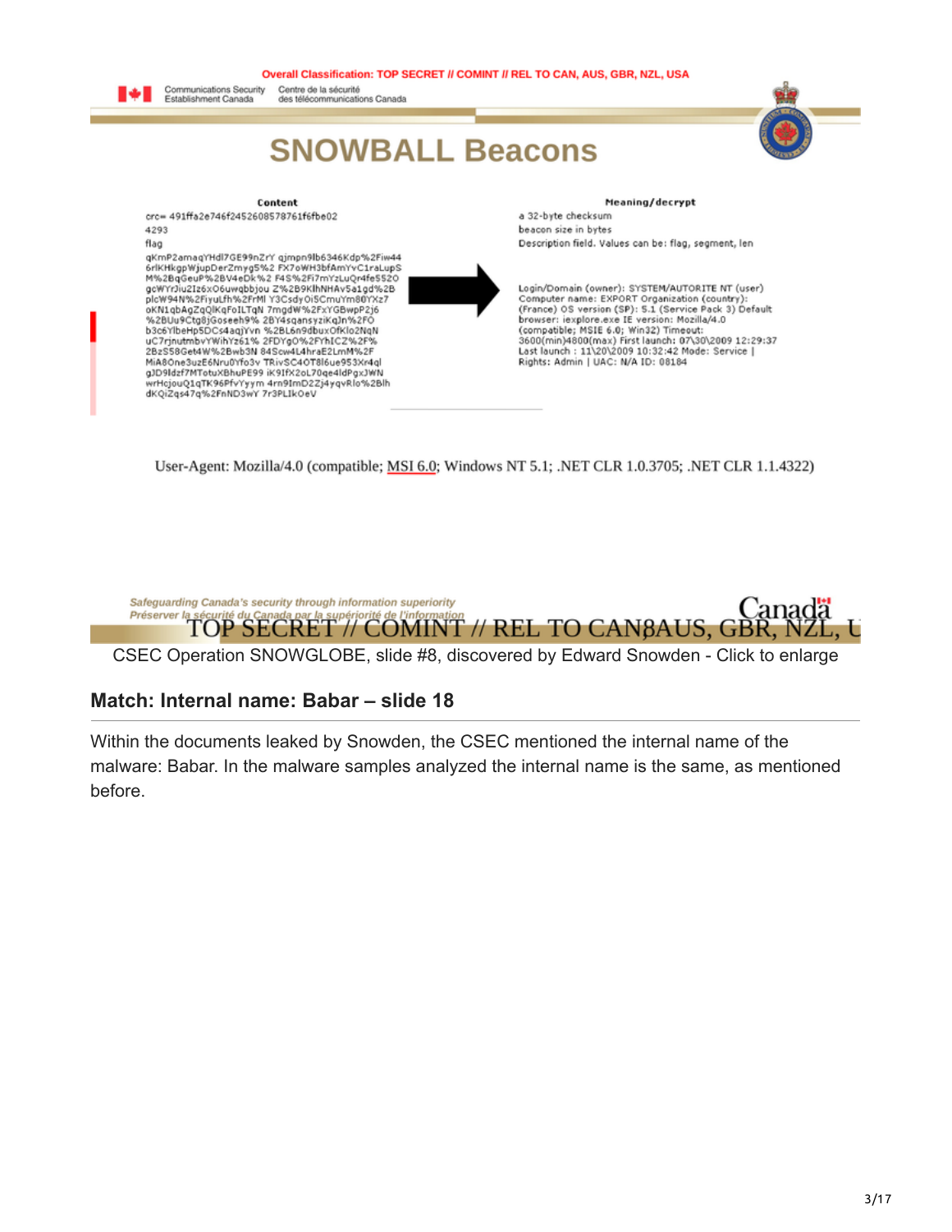Overall Classification: TOP SECRET // COMINT // REL TO CAN, AUS, GBR, NZL, USA

Communications Security Establishment Canada — Centre de la sécurité des télécommunications Canada

# SNOWBALL Beacons

| Content | Meaning/decrypt |
|---|---|
| crc= 491ffa2e746f2452608578761f6fbe02 | a 32-byte checksum |
| 4293 | beacon size in bytes |
| flag | Description field. Values can be: flag, segment, len |
| qKmP2amaqYHdl7GE99nZrY qjmpn9lb6346Kdp%2Fiw44 6rlKHkgpWjupDerZmyg5%2 FX7oWH3bfAmYvC1raLupS M%2BqGeuP%2BV4eDk%2 F4S%2Fi7mYzLuQr4fe5520 gcWYrJiu2Iz6xO6uwqbbjou Z%2B9KlhNHAv5a1gd%2B plcW94N%2FiyuLfh%2FrMl Y3CsdyOi5CmuYm80YXz7 oKN1qbAgZqQlKqFoILTqN 7mgdW%2FxYGBwpP2j6 %2BUu9Ctg8jGoseeh9% 2BY4sqansyziKqJn%2FO b3c6YlbeHp5DCs4aqjYvn %2BL6n9dbuxOfKlo2NqN uC7rjnutmbvYWihYz61% 2FDYg0%2FYhICZ%2F% 2BzS58Get4W%2Bwb3N 84Scw4L4hraE2LmM%2F MiA8One3uzE6NruOYfo3v TRivSC4OT8l6ue953Xr4ql gJD9Idzf7MTotuXBhuPE99 iK9IfX2oL70qe4ldPgxJWN wrHcjouQ1qTK96PfvYyym 4rn9ImD2Zj4yqvRlo%2Blh dKQiZqs47q%2FnND3wY 7r3PLIkOeV | Login/Domain (owner): SYSTEM/AUTORITE NT (user) Computer name: EXPORT Organization (country): (France) OS version (SP): 5.1 (Service Pack 3) Default browser: iexplore.exe IE version: Mozilla/4.0 (compatible; MSIE 6.0; Win32) Timeout: 3600(min)4800(max) First launch: 07\30\2009 12:29:37 Last launch : 11\20\2009 10:32:42 Mode: Service \| Rights: Admin \| UAC: N/A ID: 08184 |

User-Agent: Mozilla/4.0 (compatible; MSI 6.0; Windows NT 5.1; .NET CLR 1.0.3705; .NET CLR 1.1.4322)

*Safeguarding Canada's security through information superiority*
*Préserver la sécurité du Canada par la supériorité de l'information*

TOP SECRET // COMINT // REL TO CAN, AUS, GBR, NZL, USA

CSEC Operation SNOWGLOBE, slide #8, discovered by Edward Snowden - Click to enlarge

## Match: Internal name: Babar – slide 18

Within the documents leaked by Snowden, the CSEC mentioned the internal name of the malware: Babar. In the malware samples analyzed the internal name is the same, as mentioned before.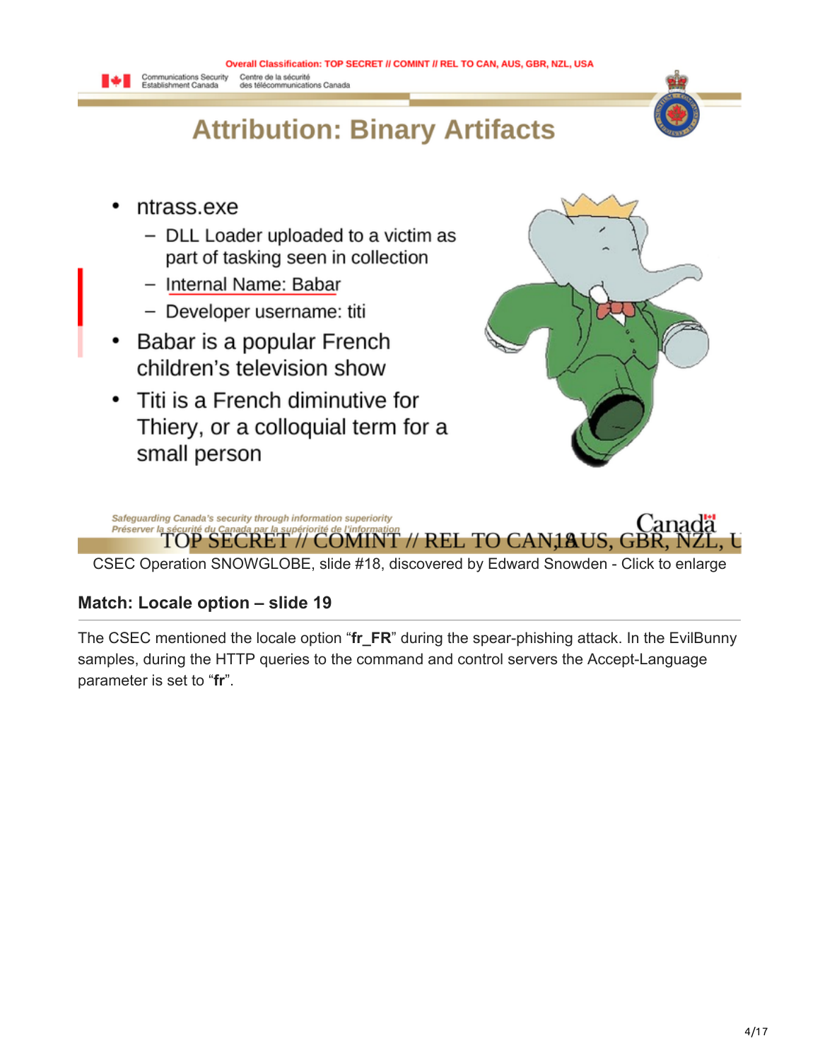Overall Classification: TOP SECRET // COMINT // REL TO CAN, AUS, GBR, NZL, USA

Communications Security Establishment Canada — Centre de la sécurité des télécommunications Canada

## Attribution: Binary Artifacts

- ntrass.exe
  - DLL Loader uploaded to a victim as part of tasking seen in collection
  - Internal Name: Babar
  - Developer username: titi
- Babar is a popular French children's television show
- Titi is a French diminutive for Thiery, or a colloquial term for a small person

*Safeguarding Canada's security through information superiority*
*Préserver la sécurité du Canada par la supériorité de l'information*

TOP SECRET // COMINT // REL TO CAN, AUS, GBR, NZL, USA

CSEC Operation SNOWGLOBE, slide #18, discovered by Edward Snowden - Click to enlarge

### Match: Locale option – slide 19

The CSEC mentioned the locale option "**fr_FR**" during the spear-phishing attack. In the EvilBunny samples, during the HTTP queries to the command and control servers the Accept-Language parameter is set to "**fr**".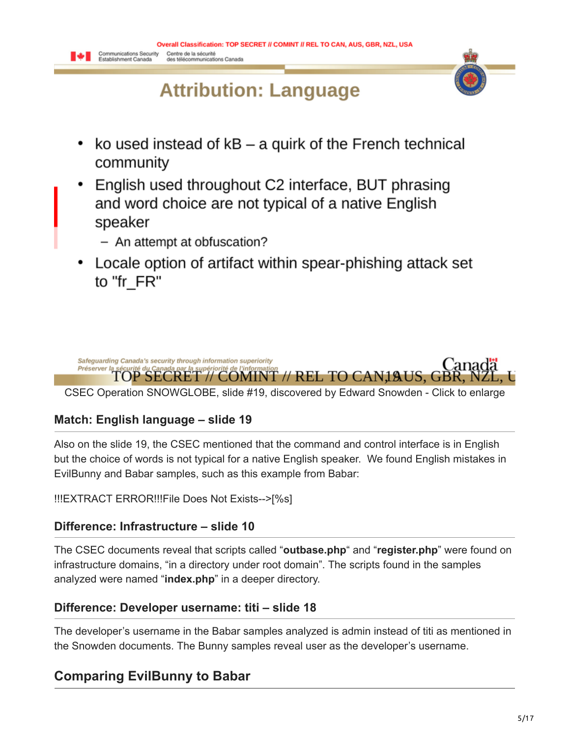Overall Classification: TOP SECRET // COMINT // REL TO CAN, AUS, GBR, NZL, USA

Communications Security Establishment Canada — Centre de la sécurité des télécommunications Canada

## Attribution: Language

- ko used instead of kB – a quirk of the French technical community
- English used throughout C2 interface, BUT phrasing and word choice are not typical of a native English speaker
  - An attempt at obfuscation?
- Locale option of artifact within spear-phishing attack set to "fr_FR"

*Safeguarding Canada's security through information superiority*
*Préserver la sécurité du Canada par la supériorité de l'information*

TOP SECRET // COMINT // REL TO CAN, AUS, GBR, NZL, USA

CSEC Operation SNOWGLOBE, slide #19, discovered by Edward Snowden - Click to enlarge

### Match: English language – slide 19

Also on the slide 19, the CSEC mentioned that the command and control interface is in English but the choice of words is not typical for a native English speaker. We found English mistakes in EvilBunny and Babar samples, such as this example from Babar:

!!!EXTRACT ERROR!!!File Does Not Exists-->[%s]

### Difference: Infrastructure – slide 10

The CSEC documents reveal that scripts called "**outbase.php**" and "**register.php**" were found on infrastructure domains, "in a directory under root domain". The scripts found in the samples analyzed were named "**index.php**" in a deeper directory.

### Difference: Developer username: titi – slide 18

The developer's username in the Babar samples analyzed is admin instead of titi as mentioned in the Snowden documents. The Bunny samples reveal user as the developer's username.

## Comparing EvilBunny to Babar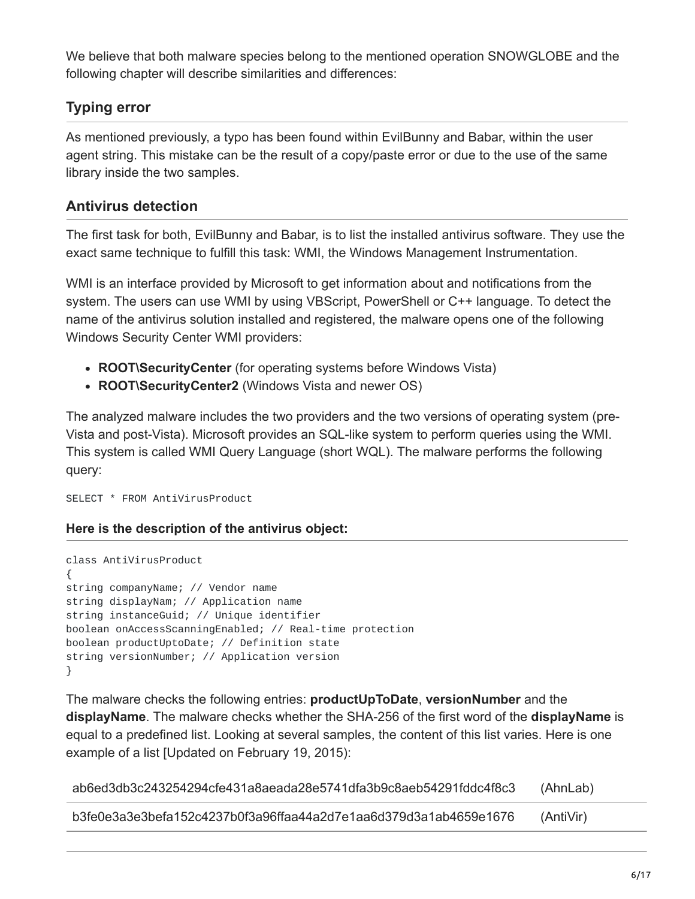We believe that both malware species belong to the mentioned operation SNOWGLOBE and the following chapter will describe similarities and differences:

## Typing error

As mentioned previously, a typo has been found within EvilBunny and Babar, within the user agent string. This mistake can be the result of a copy/paste error or due to the use of the same library inside the two samples.

## Antivirus detection

The first task for both, EvilBunny and Babar, is to list the installed antivirus software. They use the exact same technique to fulfill this task: WMI, the Windows Management Instrumentation.

WMI is an interface provided by Microsoft to get information about and notifications from the system. The users can use WMI by using VBScript, PowerShell or C++ language. To detect the name of the antivirus solution installed and registered, the malware opens one of the following Windows Security Center WMI providers:

- **ROOT\SecurityCenter** (for operating systems before Windows Vista)
- **ROOT\SecurityCenter2** (Windows Vista and newer OS)

The analyzed malware includes the two providers and the two versions of operating system (pre-Vista and post-Vista). Microsoft provides an SQL-like system to perform queries using the WMI. This system is called WMI Query Language (short WQL). The malware performs the following query:

```
SELECT * FROM AntiVirusProduct
```

#### Here is the description of the antivirus object:

```
class AntiVirusProduct
{
string companyName; // Vendor name
string displayNam; // Application name
string instanceGuid; // Unique identifier
boolean onAccessScanningEnabled; // Real-time protection
boolean productUptoDate; // Definition state
string versionNumber; // Application version
}
```

The malware checks the following entries: **productUpToDate**, **versionNumber** and the **displayName**. The malware checks whether the SHA-256 of the first word of the **displayName** is equal to a predefined list. Looking at several samples, the content of this list varies. Here is one example of a list [Updated on February 19, 2015):

| | |
|---|---|
| ab6ed3db3c243254294cfe431a8aeada28e5741dfa3b9c8aeb54291fddc4f8c3 | (AhnLab) |
| b3fe0e3a3e3befa152c4237b0f3a96ffaa44a2d7e1aa6d379d3a1ab4659e1676 | (AntiVir) |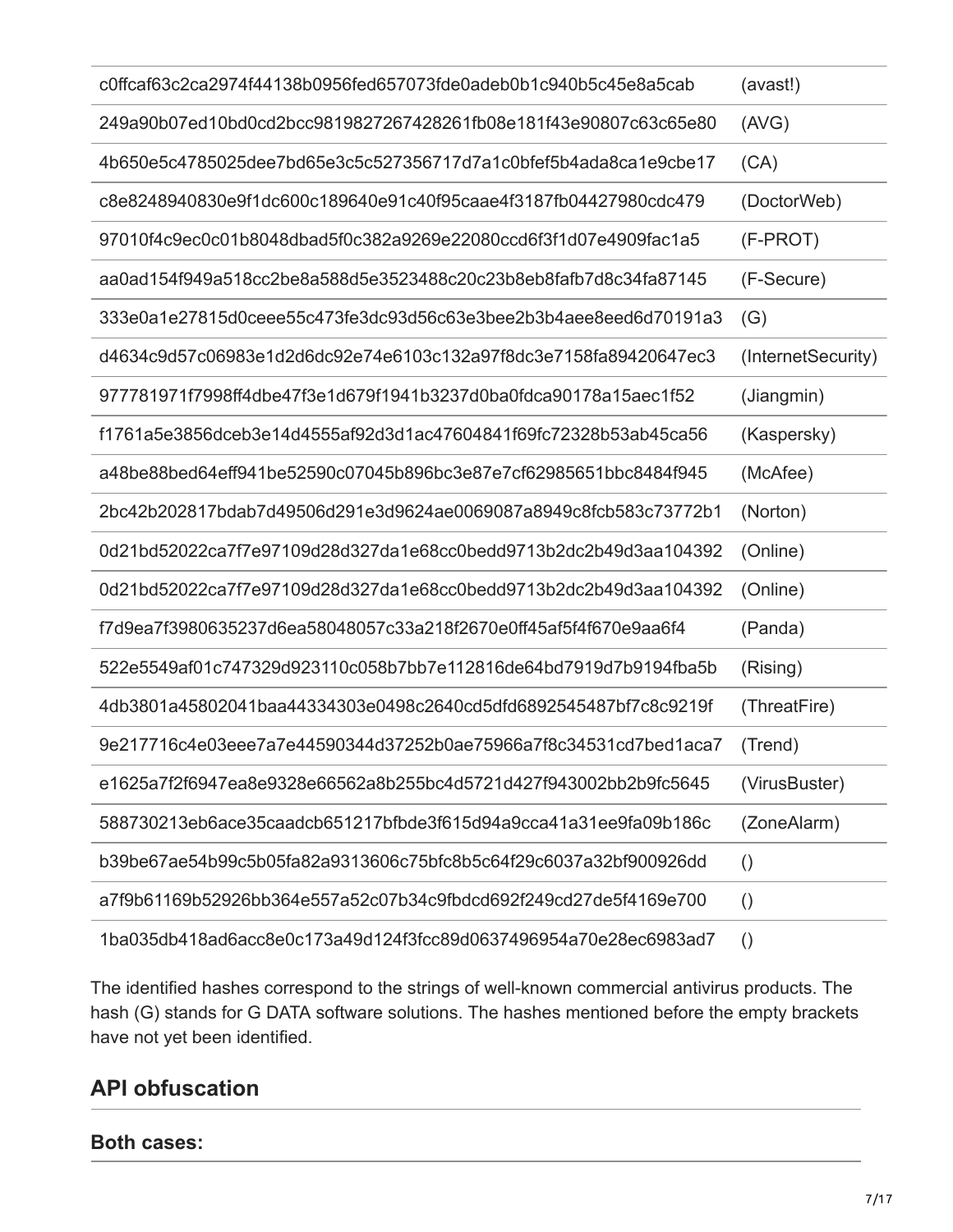| | |
|---|---|
| c0ffcaf63c2ca2974f44138b0956fed657073fde0adeb0b1c940b5c45e8a5cab | (avast!) |
| 249a90b07ed10bd0cd2bcc9819827267428261fb08e181f43e90807c63c65e80 | (AVG) |
| 4b650e5c4785025dee7bd65e3c5c527356717d7a1c0bfef5b4ada8ca1e9cbe17 | (CA) |
| c8e8248940830e9f1dc600c189640e91c40f95caae4f3187fb04427980cdc479 | (DoctorWeb) |
| 97010f4c9ec0c01b8048dbad5f0c382a9269e22080ccd6f3f1d07e4909fac1a5 | (F-PROT) |
| aa0ad154f949a518cc2be8a588d5e3523488c20c23b8eb8fafb7d8c34fa87145 | (F-Secure) |
| 333e0a1e27815d0ceee55c473fe3dc93d56c63e3bee2b3b4aee8eed6d70191a3 | (G) |
| d4634c9d57c06983e1d2d6dc92e74e6103c132a97f8dc3e7158fa89420647ec3 | (InternetSecurity) |
| 977781971f7998ff4dbe47f3e1d679f1941b3237d0ba0fdca90178a15aec1f52 | (Jiangmin) |
| f1761a5e3856dceb3e14d4555af92d3d1ac47604841f69fc72328b53ab45ca56 | (Kaspersky) |
| a48be88bed64eff941be52590c07045b896bc3e87e7cf62985651bbc8484f945 | (McAfee) |
| 2bc42b202817bdab7d49506d291e3d9624ae0069087a8949c8fcb583c73772b1 | (Norton) |
| 0d21bd52022ca7f7e97109d28d327da1e68cc0bedd9713b2dc2b49d3aa104392 | (Online) |
| 0d21bd52022ca7f7e97109d28d327da1e68cc0bedd9713b2dc2b49d3aa104392 | (Online) |
| f7d9ea7f3980635237d6ea58048057c33a218f2670e0ff45af5f4f670e9aa6f4 | (Panda) |
| 522e5549af01c747329d923110c058b7bb7e112816de64bd7919d7b9194fba5b | (Rising) |
| 4db3801a45802041baa44334303e0498c2640cd5dfd6892545487bf7c8c9219f | (ThreatFire) |
| 9e217716c4e03eee7a7e44590344d37252b0ae75966a7f8c34531cd7bed1aca7 | (Trend) |
| e1625a7f2f6947ea8e9328e66562a8b255bc4d5721d427f943002bb2b9fc5645 | (VirusBuster) |
| 588730213eb6ace35caadcb651217bfbde3f615d94a9cca41a31ee9fa09b186c | (ZoneAlarm) |
| b39be67ae54b99c5b05fa82a9313606c75bfc8b5c64f29c6037a32bf900926dd | () |
| a7f9b61169b52926bb364e557a52c07b34c9fbdcd692f249cd27de5f4169e700 | () |
| 1ba035db418ad6acc8e0c173a49d124f3fcc89d0637496954a70e28ec6983ad7 | () |

The identified hashes correspond to the strings of well-known commercial antivirus products. The hash (G) stands for G DATA software solutions. The hashes mentioned before the empty brackets have not yet been identified.

## API obfuscation

### Both cases: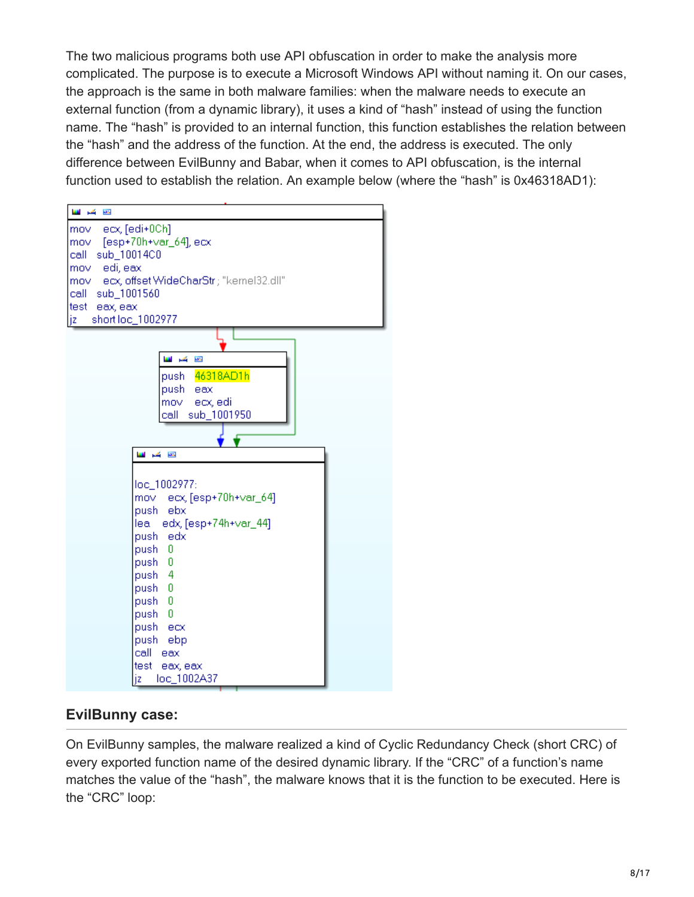The two malicious programs both use API obfuscation in order to make the analysis more complicated. The purpose is to execute a Microsoft Windows API without naming it. On our cases, the approach is the same in both malware families: when the malware needs to execute an external function (from a dynamic library), it uses a kind of "hash" instead of using the function name. The "hash" is provided to an internal function, this function establishes the relation between the "hash" and the address of the function. At the end, the address is executed. The only difference between EvilBunny and Babar, when it comes to API obfuscation, is the internal function used to establish the relation. An example below (where the "hash" is 0x46318AD1):

```
mov     ecx, [edi+0Ch]
mov     [esp+70h+var_64], ecx
call    sub_10014C0
mov     edi, eax
mov     ecx, offset WideCharStr ; "kernel32.dll"
call    sub_1001560
test    eax, eax
jz      short loc_1002977

push    46318AD1h
push    eax
mov     ecx, edi
call    sub_1001950

loc_1002977:
mov     ecx, [esp+70h+var_64]
push    ebx
lea     edx, [esp+74h+var_44]
push    edx
push    0
push    0
push    4
push    0
push    0
push    0
push    ecx
push    ebp
call    eax
test    eax, eax
jz      loc_1002A37
```

### EvilBunny case:

On EvilBunny samples, the malware realized a kind of Cyclic Redundancy Check (short CRC) of every exported function name of the desired dynamic library. If the "CRC" of a function's name matches the value of the "hash", the malware knows that it is the function to be executed. Here is the "CRC" loop: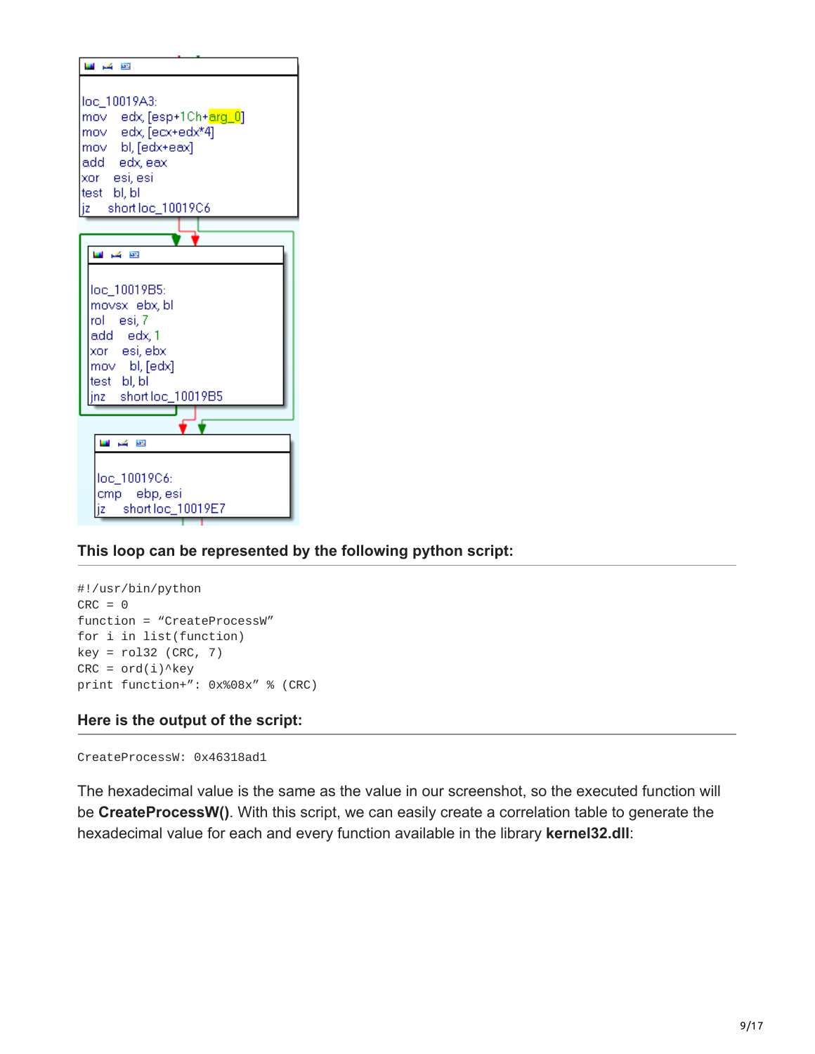```
loc_10019A3:
mov     edx, [esp+1Ch+arg_0]
mov     edx, [ecx+edx*4]
mov     bl, [edx+eax]
add     edx, eax
xor     esi, esi
test    bl, bl
jz      short loc_10019C6

loc_10019B5:
movsx   ebx, bl
rol     esi, 7
add     edx, 1
xor     esi, ebx
mov     bl, [edx]
test    bl, bl
jnz     short loc_10019B5

loc_10019C6:
cmp     ebp, esi
jz      short loc_10019E7
```

### This loop can be represented by the following python script:

```
#!/usr/bin/python
CRC = 0
function = “CreateProcessW”
for i in list(function)
key = rol32 (CRC, 7)
CRC = ord(i)^key
print function+”: 0x%08x” % (CRC)
```

### Here is the output of the script:

```
CreateProcessW: 0x46318ad1
```

The hexadecimal value is the same as the value in our screenshot, so the executed function will be **CreateProcessW()**. With this script, we can easily create a correlation table to generate the hexadecimal value for each and every function available in the library **kernel32.dll**: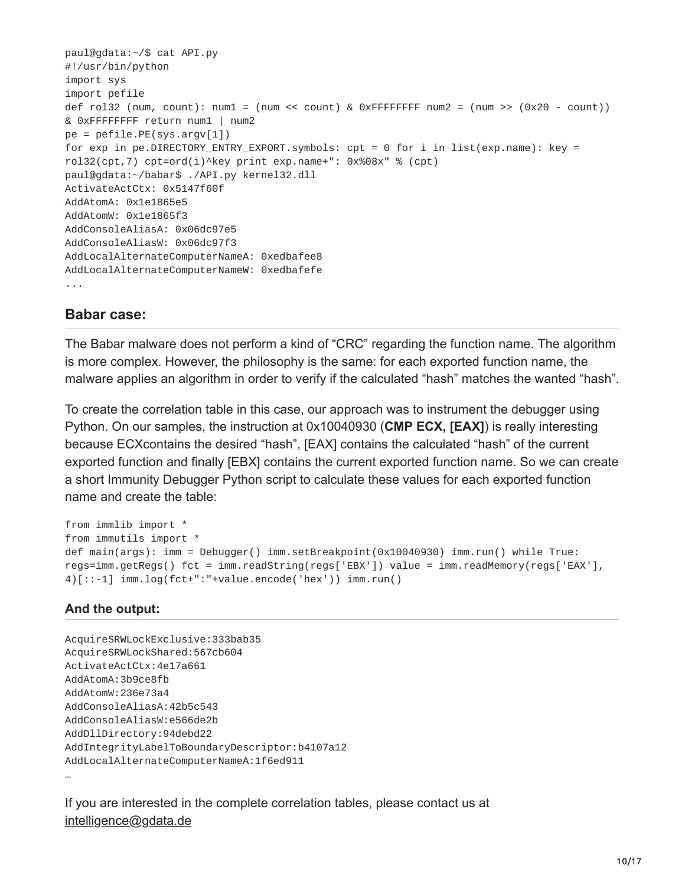```
paul@gdata:~/$ cat API.py
#!/usr/bin/python
import sys
import pefile
def rol32 (num, count): num1 = (num << count) & 0xFFFFFFFF num2 = (num >> (0x20 - count))
& 0xFFFFFFFF return num1 | num2
pe = pefile.PE(sys.argv[1])
for exp in pe.DIRECTORY_ENTRY_EXPORT.symbols: cpt = 0 for i in list(exp.name): key =
rol32(cpt,7) cpt=ord(i)^key print exp.name+": 0x%08x" % (cpt)
paul@gdata:~/babar$ ./API.py kernel32.dll
ActivateActCtx: 0x5147f60f
AddAtomA: 0x1e1865e5
AddAtomW: 0x1e1865f3
AddConsoleAliasA: 0x06dc97e5
AddConsoleAliasW: 0x06dc97f3
AddLocalAlternateComputerNameA: 0xedbafee8
AddLocalAlternateComputerNameW: 0xedbafefe
...
```

## Babar case:

The Babar malware does not perform a kind of "CRC" regarding the function name. The algorithm is more complex. However, the philosophy is the same: for each exported function name, the malware applies an algorithm in order to verify if the calculated "hash" matches the wanted "hash".

To create the correlation table in this case, our approach was to instrument the debugger using Python. On our samples, the instruction at 0x10040930 (**CMP ECX, [EAX]**) is really interesting because ECXcontains the desired "hash", [EAX] contains the calculated "hash" of the current exported function and finally [EBX] contains the current exported function name. So we can create a short Immunity Debugger Python script to calculate these values for each exported function name and create the table:

```
from immlib import *
from immutils import *
def main(args): imm = Debugger() imm.setBreakpoint(0x10040930) imm.run() while True:
regs=imm.getRegs() fct = imm.readString(regs['EBX']) value = imm.readMemory(regs['EAX'],
4)[::-1] imm.log(fct+":"+value.encode('hex')) imm.run()
```

### And the output:

```
AcquireSRWLockExclusive:333bab35
AcquireSRWLockShared:567cb604
ActivateActCtx:4e17a661
AddAtomA:3b9ce8fb
AddAtomW:236e73a4
AddConsoleAliasA:42b5c543
AddConsoleAliasW:e566de2b
AddDllDirectory:94debd22
AddIntegrityLabelToBoundaryDescriptor:b4107a12
AddLocalAlternateComputerNameA:1f6ed911
…
```

If you are interested in the complete correlation tables, please contact us at intelligence@gdata.de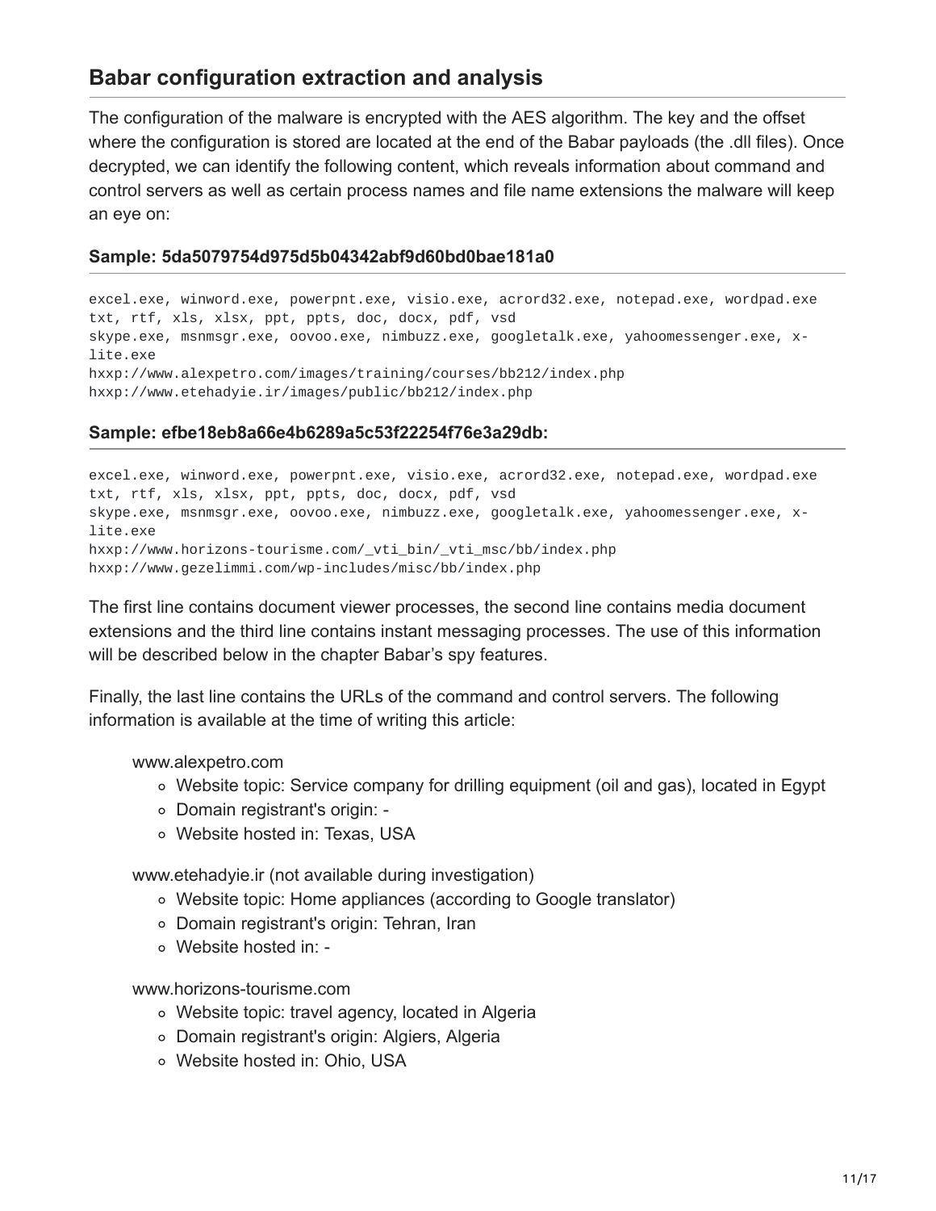## Babar configuration extraction and analysis

The configuration of the malware is encrypted with the AES algorithm. The key and the offset where the configuration is stored are located at the end of the Babar payloads (the .dll files). Once decrypted, we can identify the following content, which reveals information about command and control servers as well as certain process names and file name extensions the malware will keep an eye on:

#### Sample: 5da5079754d975d5b04342abf9d60bd0bae181a0

```
excel.exe, winword.exe, powerpnt.exe, visio.exe, acrord32.exe, notepad.exe, wordpad.exe
txt, rtf, xls, xlsx, ppt, ppts, doc, docx, pdf, vsd
skype.exe, msnmsgr.exe, oovoo.exe, nimbuzz.exe, googletalk.exe, yahoomessenger.exe, x-lite.exe
hxxp://www.alexpetro.com/images/training/courses/bb212/index.php
hxxp://www.etehadyie.ir/images/public/bb212/index.php
```

#### Sample: efbe18eb8a66e4b6289a5c53f22254f76e3a29db:

```
excel.exe, winword.exe, powerpnt.exe, visio.exe, acrord32.exe, notepad.exe, wordpad.exe
txt, rtf, xls, xlsx, ppt, ppts, doc, docx, pdf, vsd
skype.exe, msnmsgr.exe, oovoo.exe, nimbuzz.exe, googletalk.exe, yahoomessenger.exe, x-lite.exe
hxxp://www.horizons-tourisme.com/_vti_bin/_vti_msc/bb/index.php
hxxp://www.gezelimmi.com/wp-includes/misc/bb/index.php
```

The first line contains document viewer processes, the second line contains media document extensions and the third line contains instant messaging processes. The use of this information will be described below in the chapter Babar's spy features.

Finally, the last line contains the URLs of the command and control servers. The following information is available at the time of writing this article:

www.alexpetro.com
- Website topic: Service company for drilling equipment (oil and gas), located in Egypt
- Domain registrant's origin: -
- Website hosted in: Texas, USA

www.etehadyie.ir (not available during investigation)
- Website topic: Home appliances (according to Google translator)
- Domain registrant's origin: Tehran, Iran
- Website hosted in: -

www.horizons-tourisme.com
- Website topic: travel agency, located in Algeria
- Domain registrant's origin: Algiers, Algeria
- Website hosted in: Ohio, USA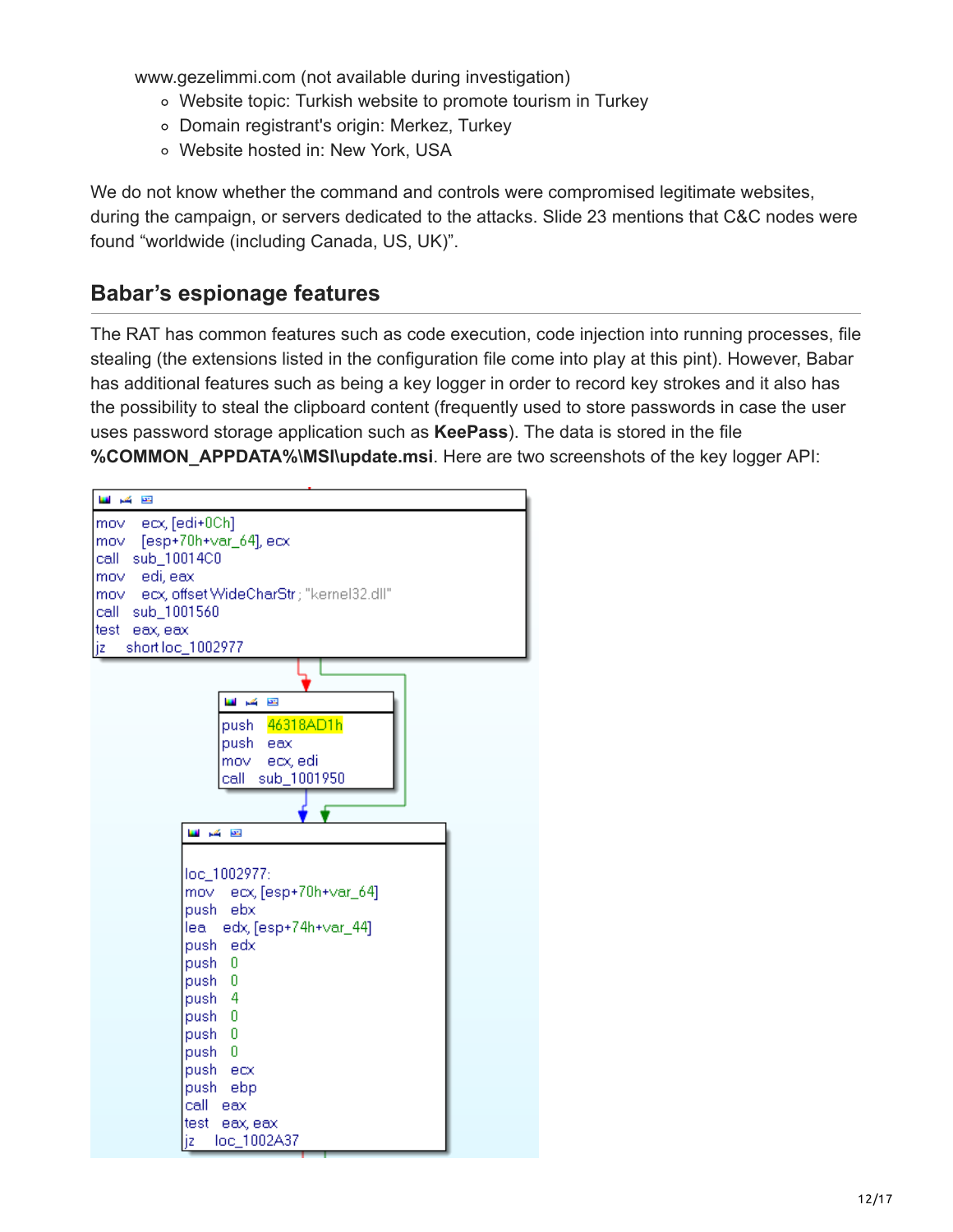www.gezelimmi.com (not available during investigation)

- Website topic: Turkish website to promote tourism in Turkey
- Domain registrant's origin: Merkez, Turkey
- Website hosted in: New York, USA

We do not know whether the command and controls were compromised legitimate websites, during the campaign, or servers dedicated to the attacks. Slide 23 mentions that C&C nodes were found “worldwide (including Canada, US, UK)”.

## Babar’s espionage features

The RAT has common features such as code execution, code injection into running processes, file stealing (the extensions listed in the configuration file come into play at this pint). However, Babar has additional features such as being a key logger in order to record key strokes and it also has the possibility to steal the clipboard content (frequently used to store passwords in case the user uses password storage application such as **KeePass**). The data is stored in the file **%COMMON_APPDATA%\MSI\update.msi**. Here are two screenshots of the key logger API:

```
mov     ecx, [edi+0Ch]
mov     [esp+70h+var_64], ecx
call    sub_10014C0
mov     edi, eax
mov     ecx, offset WideCharStr ; "kernel32.dll"
call    sub_1001560
test    eax, eax
jz      short loc_1002977
```

```
push    46318AD1h
push    eax
mov     ecx, edi
call    sub_1001950
```

```
loc_1002977:
mov     ecx, [esp+70h+var_64]
push    ebx
lea     edx, [esp+74h+var_44]
push    edx
push    0
push    0
push    4
push    0
push    0
push    0
push    ecx
push    ebp
call    eax
test    eax, eax
jz      loc_1002A37
```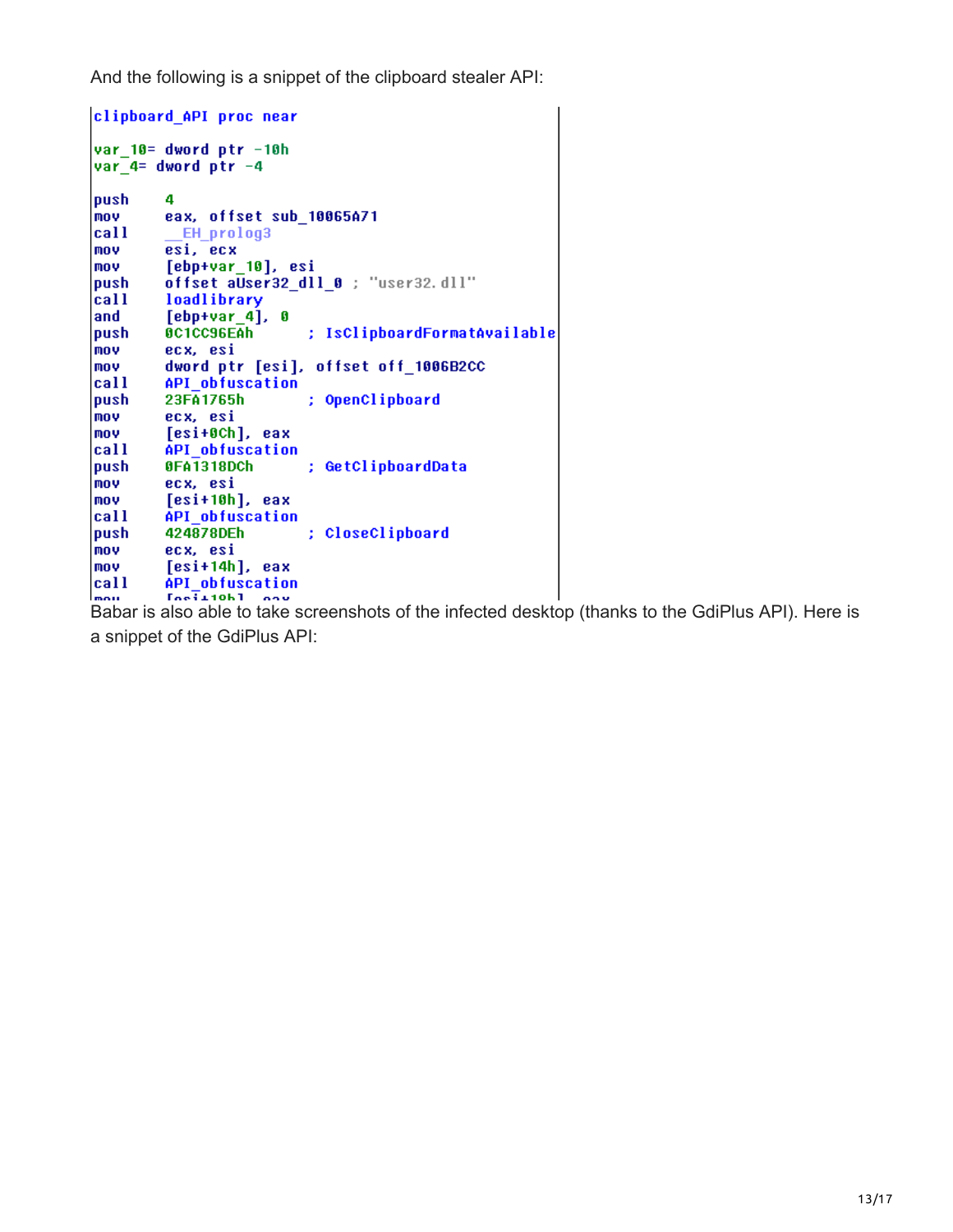And the following is a snippet of the clipboard stealer API:

```
clipboard_API proc near

var_10= dword ptr -10h
var_4= dword ptr -4

push    4
mov     eax, offset sub_10065A71
call    __EH_prolog3
mov     esi, ecx
mov     [ebp+var_10], esi
push    offset aUser32_dll_0 ; "user32.dll"
call    loadlibrary
and     [ebp+var_4], 0
push    0C1CC96EAh       ; IsClipboardFormatAvailable
mov     ecx, esi
mov     dword ptr [esi], offset off_1006B2CC
call    API_obfuscation
push    23FA1765h        ; OpenClipboard
mov     ecx, esi
mov     [esi+0Ch], eax
call    API_obfuscation
push    0FA1318DCh       ; GetClipboardData
mov     ecx, esi
mov     [esi+10h], eax
call    API_obfuscation
push    424878DEh        ; CloseClipboard
mov     ecx, esi
mov     [esi+14h], eax
call    API_obfuscation
mov     [esi+18h], eax
```

Babar is also able to take screenshots of the infected desktop (thanks to the GdiPlus API). Here is a snippet of the GdiPlus API: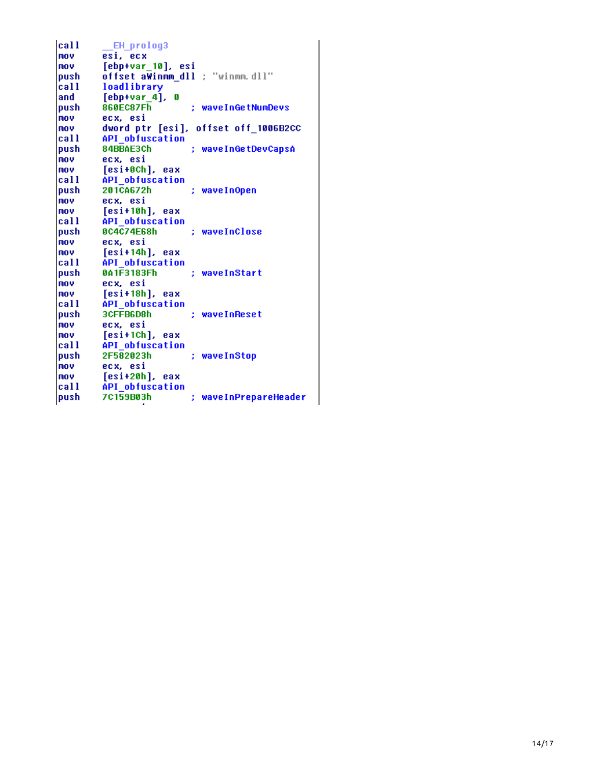```
call    __EH_prolog3
mov     esi, ecx
mov     [ebp+var_10], esi
push    offset aWinmm_dll ; "winmm.dll"
call    loadlibrary
and     [ebp+var_4], 0
push    860EC87Fh         ; waveInGetNumDevs
mov     ecx, esi
mov     dword ptr [esi], offset off_1006B2CC
call    API_obfuscation
push    84BBAE3Ch         ; waveInGetDevCapsA
mov     ecx, esi
mov     [esi+0Ch], eax
call    API_obfuscation
push    201CA672h         ; waveInOpen
mov     ecx, esi
mov     [esi+10h], eax
call    API_obfuscation
push    0C4C74E68h        ; waveInClose
mov     ecx, esi
mov     [esi+14h], eax
call    API_obfuscation
push    0A1F3183Fh        ; waveInStart
mov     ecx, esi
mov     [esi+18h], eax
call    API_obfuscation
push    3CFFB6D8h         ; waveInReset
mov     ecx, esi
mov     [esi+1Ch], eax
call    API_obfuscation
push    2F582023h         ; waveInStop
mov     ecx, esi
mov     [esi+20h], eax
call    API_obfuscation
push    7C159B03h         ; waveInPrepareHeader
```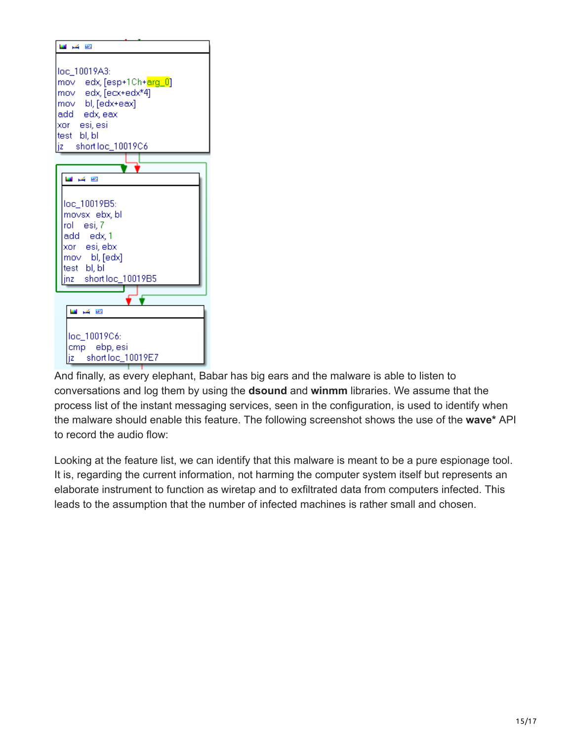```
loc_10019A3:
mov     edx, [esp+1Ch+arg_0]
mov     edx, [ecx+edx*4]
mov     bl, [edx+eax]
add     edx, eax
xor     esi, esi
test    bl, bl
jz      short loc_10019C6

loc_10019B5:
movsx   ebx, bl
rol     esi, 7
add     edx, 1
xor     esi, ebx
mov     bl, [edx]
test    bl, bl
jnz     short loc_10019B5

loc_10019C6:
cmp     ebp, esi
jz      short loc_10019E7
```

And finally, as every elephant, Babar has big ears and the malware is able to listen to conversations and log them by using the **dsound** and **winmm** libraries. We assume that the process list of the instant messaging services, seen in the configuration, is used to identify when the malware should enable this feature. The following screenshot shows the use of the **wave*** API to record the audio flow:

Looking at the feature list, we can identify that this malware is meant to be a pure espionage tool. It is, regarding the current information, not harming the computer system itself but represents an elaborate instrument to function as wiretap and to exfiltrated data from computers infected. This leads to the assumption that the number of infected machines is rather small and chosen.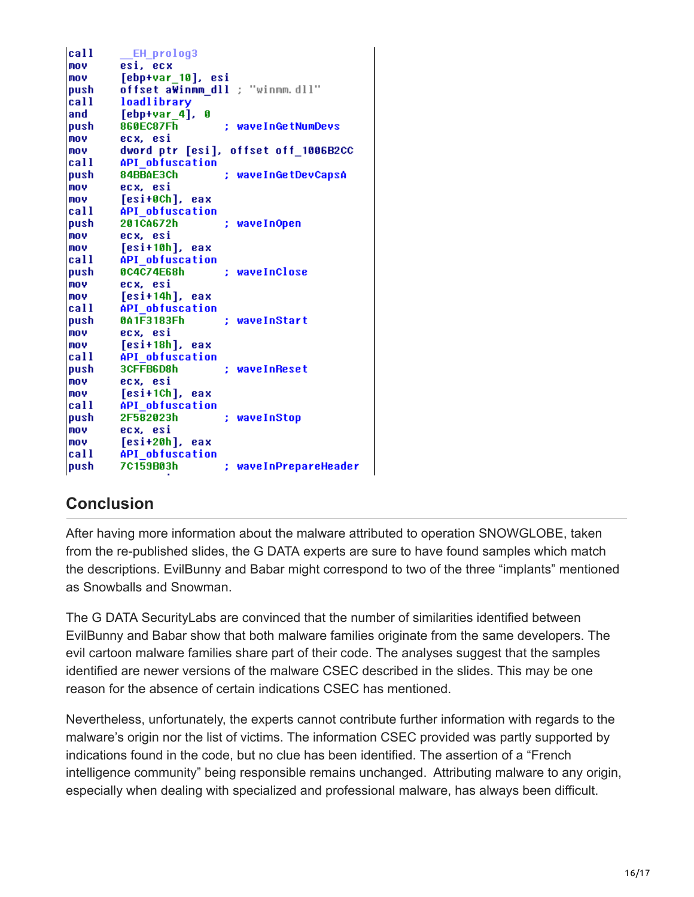```
call    __EH_prolog3
mov     esi, ecx
mov     [ebp+var_10], esi
push    offset aWinmm_dll ; "winmm.dll"
call    loadlibrary
and     [ebp+var_4], 0
push    860EC87Fh       ; waveInGetNumDevs
mov     ecx, esi
mov     dword ptr [esi], offset off_1006B2CC
call    API_obfuscation
push    84BBAE3Ch       ; waveInGetDevCapsA
mov     ecx, esi
mov     [esi+0Ch], eax
call    API_obfuscation
push    201CA672h       ; waveInOpen
mov     ecx, esi
mov     [esi+10h], eax
call    API_obfuscation
push    0C4C74E68h      ; waveInClose
mov     ecx, esi
mov     [esi+14h], eax
call    API_obfuscation
push    0A1F3183Fh      ; waveInStart
mov     ecx, esi
mov     [esi+18h], eax
call    API_obfuscation
push    3CFFB6D8h       ; waveInReset
mov     ecx, esi
mov     [esi+1Ch], eax
call    API_obfuscation
push    2F582023h       ; waveInStop
mov     ecx, esi
mov     [esi+20h], eax
call    API_obfuscation
push    7C159B03h       ; waveInPrepareHeader
```

## Conclusion

After having more information about the malware attributed to operation SNOWGLOBE, taken from the re-published slides, the G DATA experts are sure to have found samples which match the descriptions. EvilBunny and Babar might correspond to two of the three "implants" mentioned as Snowballs and Snowman.

The G DATA SecurityLabs are convinced that the number of similarities identified between EvilBunny and Babar show that both malware families originate from the same developers. The evil cartoon malware families share part of their code. The analyses suggest that the samples identified are newer versions of the malware CSEC described in the slides. This may be one reason for the absence of certain indications CSEC has mentioned.

Nevertheless, unfortunately, the experts cannot contribute further information with regards to the malware's origin nor the list of victims. The information CSEC provided was partly supported by indications found in the code, but no clue has been identified. The assertion of a "French intelligence community" being responsible remains unchanged. Attributing malware to any origin, especially when dealing with specialized and professional malware, has always been difficult.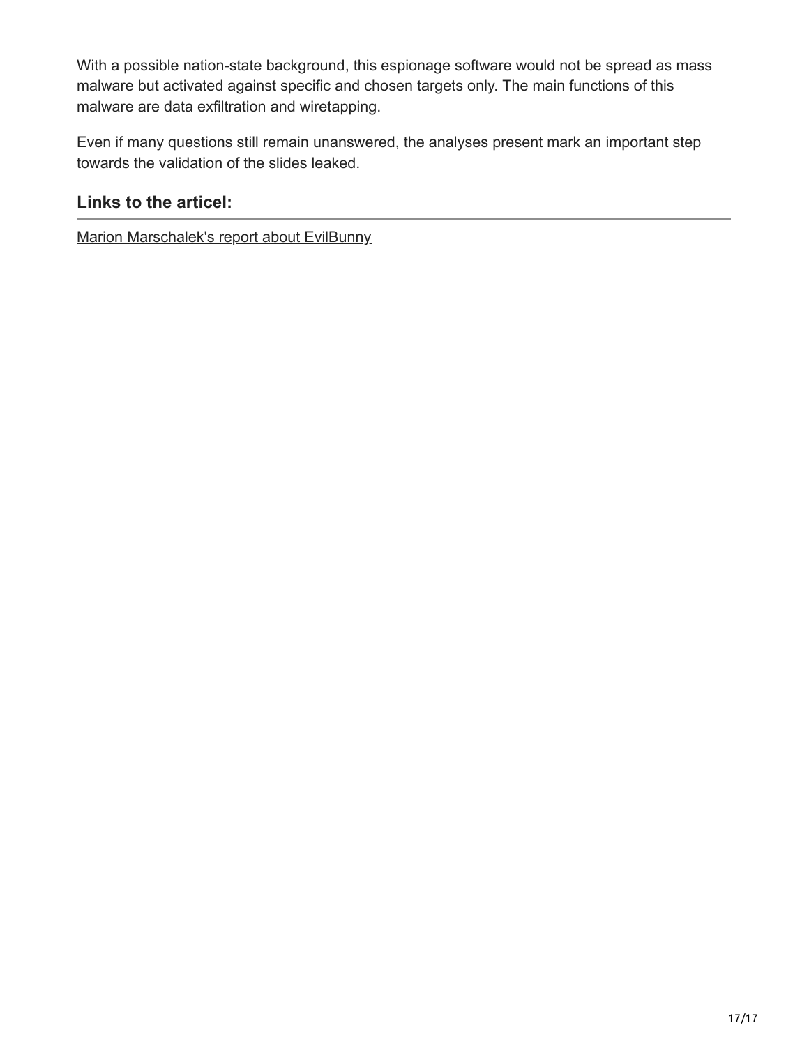With a possible nation-state background, this espionage software would not be spread as mass malware but activated against specific and chosen targets only. The main functions of this malware are data exfiltration and wiretapping.

Even if many questions still remain unanswered, the analyses present mark an important step towards the validation of the slides leaked.

### Links to the articel:

Marion Marschalek's report about EvilBunny